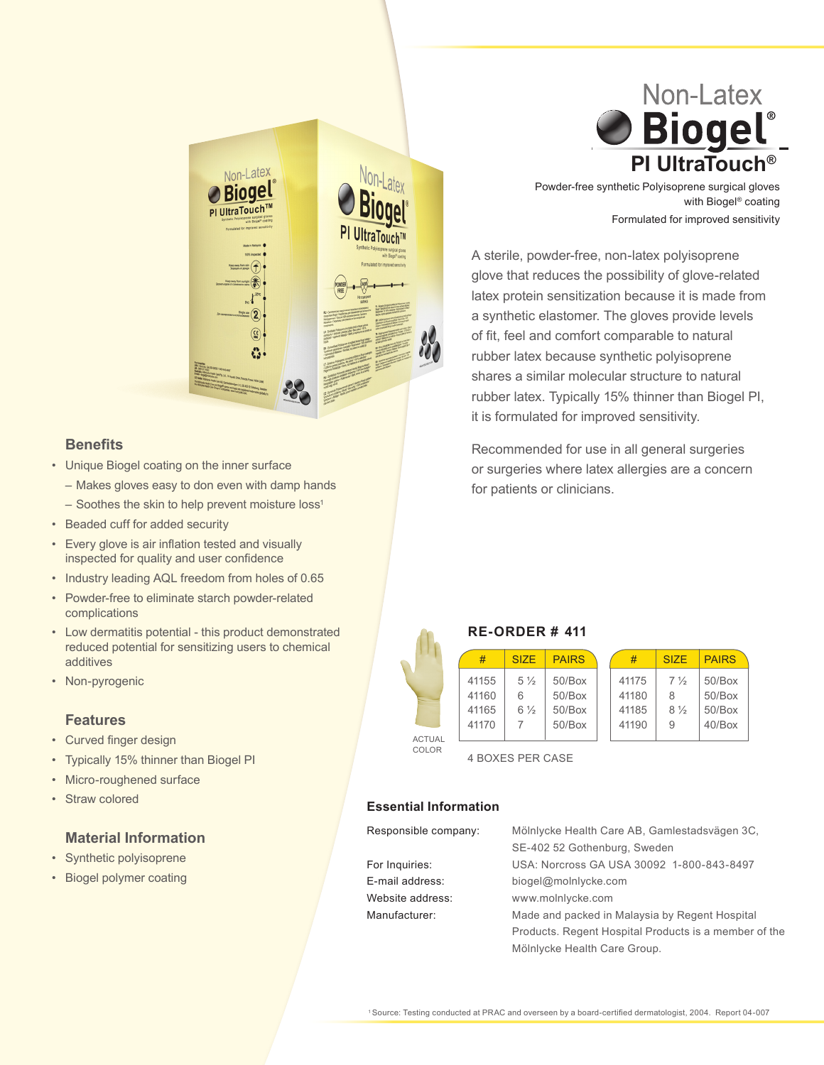# Non-Latex Biogel® PI UltraTouch®

Powder-free synthetic Polyisoprene surgical gloves with Biogel® coating

Formulated for improved sensitivity

A sterile, powder-free, non-latex polyisoprene glove that reduces the possibility of glove-related latex protein sensitization because it is made from a synthetic elastomer. The gloves provide levels of fit, feel and comfort comparable to natural rubber latex because synthetic polyisoprene shares a similar molecular structure to natural rubber latex. Typically 15% thinner than Biogel PI, it is formulated for improved sensitivity.

Recommended for use in all general surgeries or surgeries where latex allergies are a concern for patients or clinicians.

## Benefits

- Unique Biogel coating on the inner surface
  - Makes gloves easy to don even with damp hands
  - Soothes the skin to help prevent moisture loss[1]
- Beaded cuff for added security
- Every glove is air inflation tested and visually inspected for quality and user confidence
- Industry leading AQL freedom from holes of 0.65
- Powder-free to eliminate starch powder-related complications
- Low dermatitis potential - this product demonstrated reduced potential for sensitizing users to chemical additives
- Non-pyrogenic

## Features

- Curved finger design
- Typically 15% thinner than Biogel PI
- Micro-roughened surface
- Straw colored

## Material Information

- Synthetic polyisoprene
- Biogel polymer coating

## RE-ORDER # 411

ACTUAL COLOR

| # | SIZE | PAIRS |
|---|---|---|
| 41155 | 5 ½ | 50/Box |
| 41160 | 6 | 50/Box |
| 41165 | 6 ½ | 50/Box |
| 41170 | 7 | 50/Box |
| 41175 | 7 ½ | 50/Box |
| 41180 | 8 | 50/Box |
| 41185 | 8 ½ | 50/Box |
| 41190 | 9 | 40/Box |

4 BOXES PER CASE

## Essential Information

| | |
|---|---|
| Responsible company: | Mölnlycke Health Care AB, Gamlestadsvägen 3C, SE-402 52 Gothenburg, Sweden |
| For Inquiries: | USA: Norcross GA USA 30092 1-800-843-8497 |
| E-mail address: | biogel@molnlycke.com |
| Website address: | www.molnlycke.com |
| Manufacturer: | Made and packed in Malaysia by Regent Hospital Products. Regent Hospital Products is a member of the Mölnlycke Health Care Group. |

[1] Source: Testing conducted at PRAC and overseen by a board-certified dermatologist, 2004. Report 04-007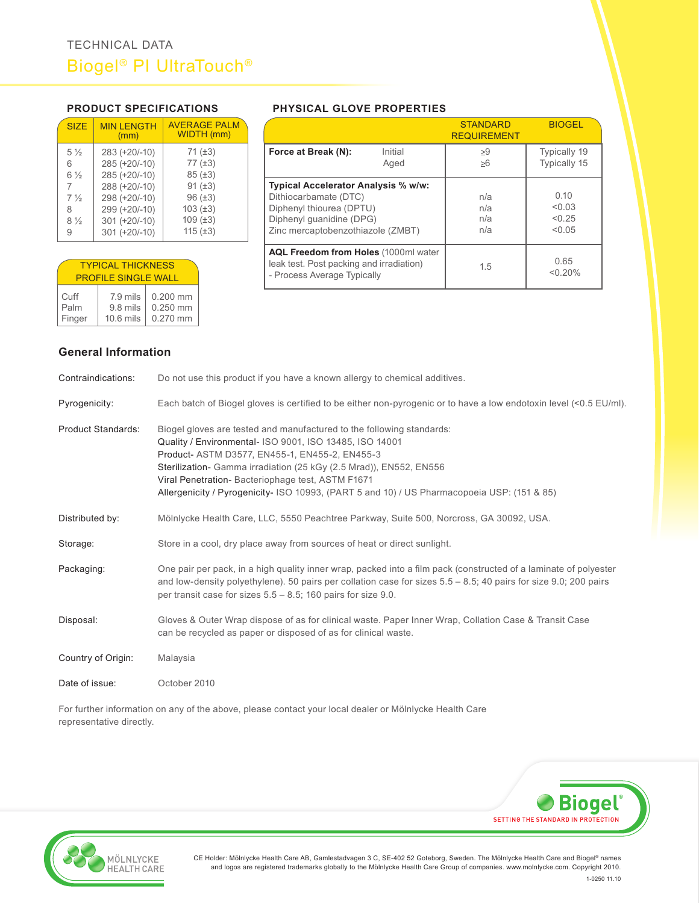TECHNICAL DATA

# Biogel® PI UltraTouch®

## PRODUCT SPECIFICATIONS

| SIZE | MIN LENGTH (mm) | AVERAGE PALM WIDTH (mm) |
|---|---|---|
| 5 ½ | 283 (+20/-10) | 71 (±3) |
| 6 | 285 (+20/-10) | 77 (±3) |
| 6 ½ | 285 (+20/-10) | 85 (±3) |
| 7 | 288 (+20/-10) | 91 (±3) |
| 7 ½ | 298 (+20/-10) | 96 (±3) |
| 8 | 299 (+20/-10) | 103 (±3) |
| 8 ½ | 301 (+20/-10) | 109 (±3) |
| 9 | 301 (+20/-10) | 115 (±3) |

| TYPICAL THICKNESS PROFILE SINGLE WALL | | |
|---|---|---|
| Cuff | 7.9 mils | 0.200 mm |
| Palm | 9.8 mils | 0.250 mm |
| Finger | 10.6 mils | 0.270 mm |

## PHYSICAL GLOVE PROPERTIES

| | | STANDARD REQUIREMENT | BIOGEL |
|---|---|---|---|
| **Force at Break (N):** | Initial | ≥9 | Typically 19 |
| | Aged | ≥6 | Typically 15 |
| **Typical Accelerator Analysis % w/w:** | | | |
| Dithiocarbamate (DTC) | | n/a | 0.10 |
| Diphenyl thiourea (DPTU) | | n/a | <0.03 |
| Diphenyl guanidine (DPG) | | n/a | <0.25 |
| Zinc mercaptobenzothiazole (ZMBT) | | n/a | <0.05 |
| **AQL Freedom from Holes** (1000ml water leak test. Post packing and irradiation) | | 1.5 | 0.65 |
| - Process Average Typically | | | <0.20% |

## General Information

**Contraindications:** Do not use this product if you have a known allergy to chemical additives.

**Pyrogenicity:** Each batch of Biogel gloves is certified to be either non-pyrogenic or to have a low endotoxin level (<0.5 EU/ml).

**Product Standards:** Biogel gloves are tested and manufactured to the following standards:
Quality / Environmental- ISO 9001, ISO 13485, ISO 14001
Product- ASTM D3577, EN455-1, EN455-2, EN455-3
Sterilization- Gamma irradiation (25 kGy (2.5 Mrad)), EN552, EN556
Viral Penetration- Bacteriophage test, ASTM F1671
Allergenicity / Pyrogenicity- ISO 10993, (PART 5 and 10) / US Pharmacopoeia USP: (151 & 85)

**Distributed by:** Mölnlycke Health Care, LLC, 5550 Peachtree Parkway, Suite 500, Norcross, GA 30092, USA.

**Storage:** Store in a cool, dry place away from sources of heat or direct sunlight.

**Packaging:** One pair per pack, in a high quality inner wrap, packed into a film pack (constructed of a laminate of polyester and low-density polyethylene). 50 pairs per collation case for sizes 5.5 – 8.5; 40 pairs for size 9.0; 200 pairs per transit case for sizes 5.5 – 8.5; 160 pairs for size 9.0.

**Disposal:** Gloves & Outer Wrap dispose of as for clinical waste. Paper Inner Wrap, Collation Case & Transit Case can be recycled as paper or disposed of as for clinical waste.

**Country of Origin:** Malaysia

**Date of issue:** October 2010

For further information on any of the above, please contact your local dealer or Mölnlycke Health Care representative directly.

Biogel® SETTING THE STANDARD IN PROTECTION

MÖLNLYCKE HEALTH CARE

CE Holder: Mölnlycke Health Care AB, Gamlestadvagen 3 C, SE-402 52 Goteborg, Sweden. The Mölnlycke Health Care and Biogel® names and logos are registered trademarks globally to the Mölnlycke Health Care Group of companies. www.molnlycke.com. Copyright 2010.

1-0250 11.10